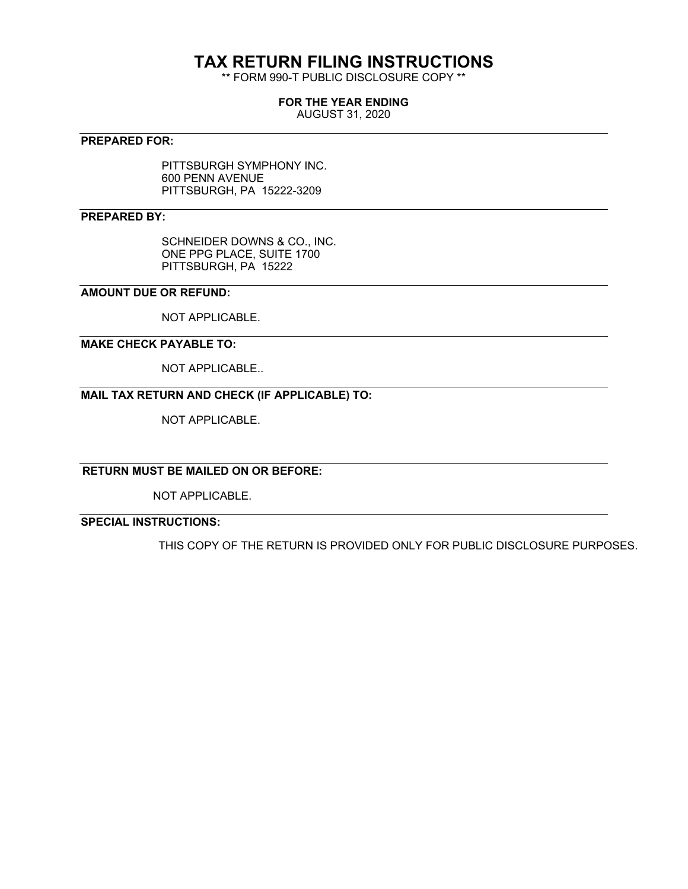# TAX RETURN FILING INSTRUCTIONS

** FORM 990-T PUBLIC DISCLOSURE COPY **

**FOR THE YEAR ENDING**

AUGUST 31, 2020

---

**PREPARED FOR:**

PITTSBURGH SYMPHONY INC.
600 PENN AVENUE
PITTSBURGH, PA 15222-3209

---

**PREPARED BY:**

SCHNEIDER DOWNS & CO., INC.
ONE PPG PLACE, SUITE 1700
PITTSBURGH, PA 15222

---

**AMOUNT DUE OR REFUND:**

NOT APPLICABLE.

---

**MAKE CHECK PAYABLE TO:**

NOT APPLICABLE..

---

**MAIL TAX RETURN AND CHECK (IF APPLICABLE) TO:**

NOT APPLICABLE.

---

**RETURN MUST BE MAILED ON OR BEFORE:**

NOT APPLICABLE.

---

**SPECIAL INSTRUCTIONS:**

THIS COPY OF THE RETURN IS PROVIDED ONLY FOR PUBLIC DISCLOSURE PURPOSES.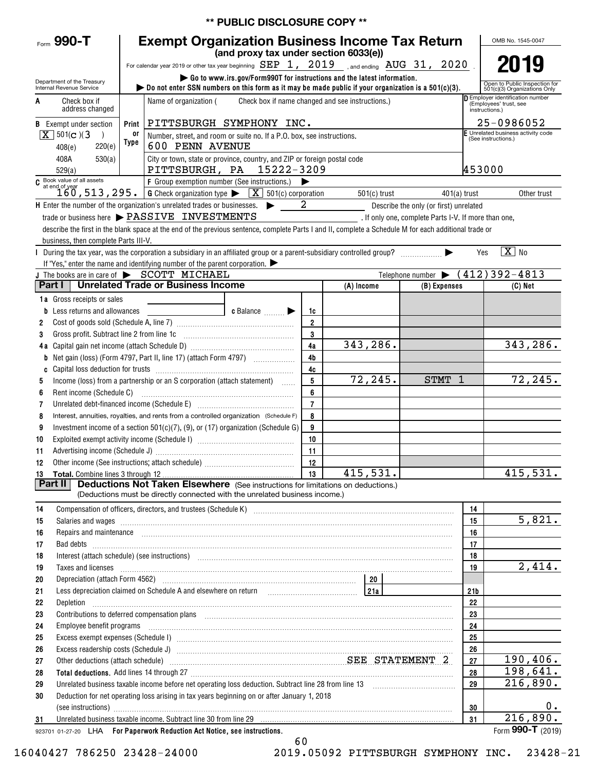** PUBLIC DISCLOSURE COPY **

# Form 990-T Exempt Organization Business Income Tax Return

**(and proxy tax under section 6033(e))**

For calendar year 2019 or other tax year beginning SEP 1, 2019, and ending AUG 31, 2020.

▶ Go to www.irs.gov/Form990T for instructions and the latest information.

▶ Do not enter SSN numbers on this form as it may be made public if your organization is a 501(c)(3).

Department of the Treasury Internal Revenue Service

OMB No. 1545-0047

**2019**

Open to Public Inspection for 501(c)(3) Organizations Only

**A** Check box if address changed

**B** Exempt under section [X] 501(c)(3) | 408(e) | 220(e) | 408A | 530(a) | 529(a)

Name of organization ( Check box if name changed and see instructions.)

PITTSBURGH SYMPHONY INC.

Number, street, and room or suite no. If a P.O. box, see instructions.

600 PENN AVENUE

City or town, state or province, country, and ZIP or foreign postal code

PITTSBURGH, PA 15222-3209

**D** Employer identification number (Employees' trust, see instructions.) 25-0986052

**E** Unrelated business activity code (See instructions.) 453000

**C** Book value of all assets at end of year 160,513,295.

**F** Group exemption number (See instructions.) ▶

**G** Check organization type ▶ [X] 501(c) corporation | 501(c) trust | 401(a) trust | Other trust

**H** Enter the number of the organization's unrelated trades or businesses. ▶ 2 Describe the only (or first) unrelated trade or business here ▶ PASSIVE INVESTMENTS. If only one, complete Parts I-V. If more than one, describe the first in the blank space at the end of the previous sentence, complete Parts I and II, complete a Schedule M for each additional trade or business, then complete Parts III-V.

**I** During the tax year, was the corporation a subsidiary in an affiliated group or a parent-subsidiary controlled group? ▶ Yes [X] No

If "Yes," enter the name and identifying number of the parent corporation. ▶

**J** The books are in care of ▶ SCOTT MICHAEL Telephone number ▶ (412)392-4813

## Part I Unrelated Trade or Business Income

| | | | (A) Income | (B) Expenses | (C) Net |
|---|---|---|---|---|---|
| 1a | Gross receipts or sales | | | | |
| b | Less returns and allowances c Balance ▶ | 1c | | | |
| 2 | Cost of goods sold (Schedule A, line 7) | 2 | | | |
| 3 | Gross profit. Subtract line 2 from line 1c | 3 | | | |
| 4a | Capital gain net income (attach Schedule D) | 4a | 343,286. | | 343,286. |
| b | Net gain (loss) (Form 4797, Part II, line 17) (attach Form 4797) | 4b | | | |
| c | Capital loss deduction for trusts | 4c | | | |
| 5 | Income (loss) from a partnership or an S corporation (attach statement) | 5 | 72,245. | STMT 1 | 72,245. |
| 6 | Rent income (Schedule C) | 6 | | | |
| 7 | Unrelated debt-financed income (Schedule E) | 7 | | | |
| 8 | Interest, annuities, royalties, and rents from a controlled organization (Schedule F) | 8 | | | |
| 9 | Investment income of a section 501(c)(7), (9), or (17) organization (Schedule G) | 9 | | | |
| 10 | Exploited exempt activity income (Schedule I) | 10 | | | |
| 11 | Advertising income (Schedule J) | 11 | | | |
| 12 | Other income (See instructions; attach schedule) | 12 | | | |
| 13 | **Total.** Combine lines 3 through 12 | 13 | 415,531. | | 415,531. |

## Part II Deductions Not Taken Elsewhere (See instructions for limitations on deductions.)

(Deductions must be directly connected with the unrelated business income.)

| | | | |
|---|---|---|---|
| 14 | Compensation of officers, directors, and trustees (Schedule K) | 14 | |
| 15 | Salaries and wages | 15 | 5,821. |
| 16 | Repairs and maintenance | 16 | |
| 17 | Bad debts | 17 | |
| 18 | Interest (attach schedule) (see instructions) | 18 | |
| 19 | Taxes and licenses | 19 | 2,414. |
| 20 | Depreciation (attach Form 4562) — 20 | | |
| 21 | Less depreciation claimed on Schedule A and elsewhere on return — 21a | 21b | |
| 22 | Depletion | 22 | |
| 23 | Contributions to deferred compensation plans | 23 | |
| 24 | Employee benefit programs | 24 | |
| 25 | Excess exempt expenses (Schedule I) | 25 | |
| 26 | Excess readership costs (Schedule J) | 26 | |
| 27 | Other deductions (attach schedule) SEE STATEMENT 2 | 27 | 190,406. |
| 28 | **Total deductions.** Add lines 14 through 27 | 28 | 198,641. |
| 29 | Unrelated business taxable income before net operating loss deduction. Subtract line 28 from line 13 | 29 | 216,890. |
| 30 | Deduction for net operating loss arising in tax years beginning on or after January 1, 2018 (see instructions) | 30 | 0. |
| 31 | Unrelated business taxable income. Subtract line 30 from line 29 | 31 | 216,890. |

923701 01-27-20 LHA For Paperwork Reduction Act Notice, see instructions. Form **990-T** (2019)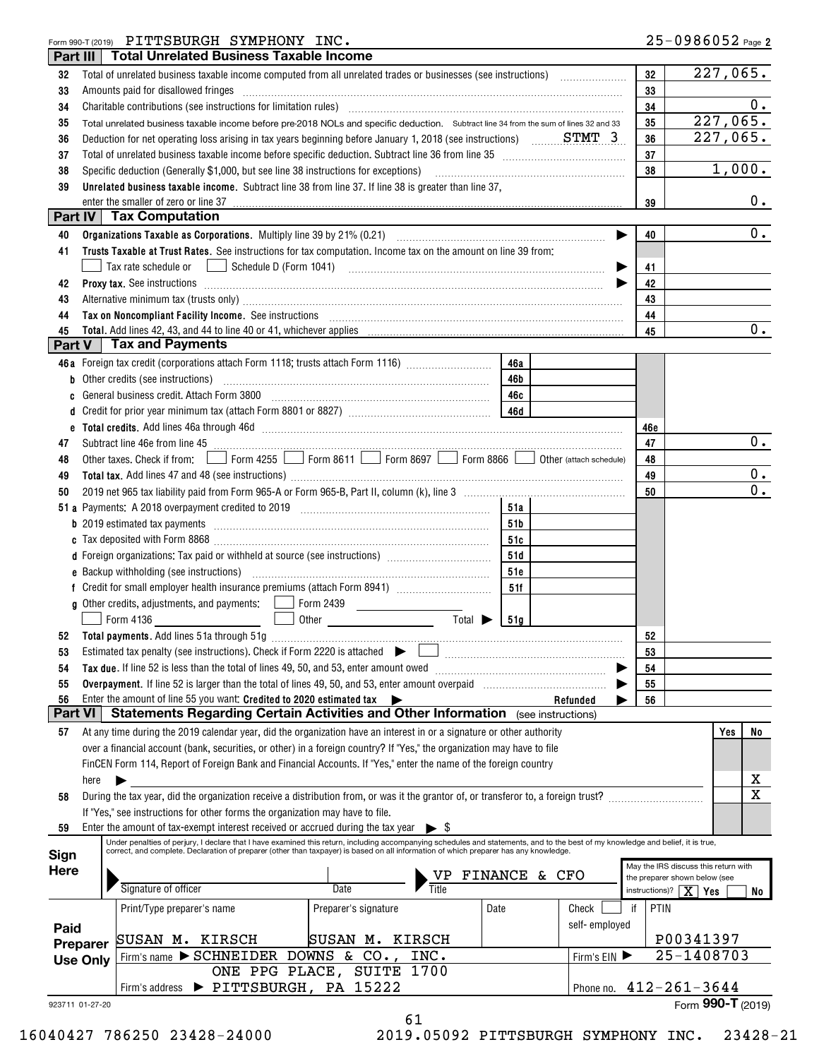Form 990-T (2019) PITTSBURGH SYMPHONY INC. 25-0986052 Page **2**

## Part III Total Unrelated Business Taxable Income

| Line | Description | Box | Amount |
|---|---|---|---|
| 32 | Total of unrelated business taxable income computed from all unrelated trades or businesses (see instructions) | 32 | 227,065. |
| 33 | Amounts paid for disallowed fringes | 33 | |
| 34 | Charitable contributions (see instructions for limitation rules) | 34 | 0. |
| 35 | Total unrelated business taxable income before pre-2018 NOLs and specific deduction. Subtract line 34 from the sum of lines 32 and 33 | 35 | 227,065. |
| 36 | Deduction for net operating loss arising in tax years beginning before January 1, 2018 (see instructions) STMT 3 | 36 | 227,065. |
| 37 | Total of unrelated business taxable income before specific deduction. Subtract line 36 from line 35 | 37 | |
| 38 | Specific deduction (Generally $1,000, but see line 38 instructions for exceptions) | 38 | 1,000. |
| 39 | **Unrelated business taxable income.** Subtract line 38 from line 37. If line 38 is greater than line 37, enter the smaller of zero or line 37 | 39 | 0. |

## Part IV Tax Computation

| Line | Description | Box | Amount |
|---|---|---|---|
| 40 | **Organizations Taxable as Corporations.** Multiply line 39 by 21% (0.21) | 40 | 0. |
| 41 | **Trusts Taxable at Trust Rates.** See instructions for tax computation. Income tax on the amount on line 39 from: ☐ Tax rate schedule or ☐ Schedule D (Form 1041) | 41 | |
| 42 | **Proxy tax.** See instructions | 42 | |
| 43 | Alternative minimum tax (trusts only) | 43 | |
| 44 | **Tax on Noncompliant Facility Income.** See instructions | 44 | |
| 45 | **Total.** Add lines 42, 43, and 44 to line 40 or 41, whichever applies | 45 | 0. |

## Part V Tax and Payments

| Line | Description | Box | Amount | Box | Amount |
|---|---|---|---|---|---|
| 46a | Foreign tax credit (corporations attach Form 1118; trusts attach Form 1116) | 46a | | | |
| b | Other credits (see instructions) | 46b | | | |
| c | General business credit. Attach Form 3800 | 46c | | | |
| d | Credit for prior year minimum tax (attach Form 8801 or 8827) | 46d | | | |
| e | **Total credits.** Add lines 46a through 46d | | | 46e | |
| 47 | Subtract line 46e from line 45 | | | 47 | 0. |
| 48 | Other taxes. Check if from: ☐ Form 4255 ☐ Form 8611 ☐ Form 8697 ☐ Form 8866 ☐ Other (attach schedule) | | | 48 | |
| 49 | **Total tax.** Add lines 47 and 48 (see instructions) | | | 49 | 0. |
| 50 | 2019 net 965 tax liability paid from Form 965-A or Form 965-B, Part II, column (k), line 3 | | | 50 | 0. |
| 51a | Payments: A 2018 overpayment credited to 2019 | 51a | | | |
| b | 2019 estimated tax payments | 51b | | | |
| c | Tax deposited with Form 8868 | 51c | | | |
| d | Foreign organizations: Tax paid or withheld at source (see instructions) | 51d | | | |
| e | Backup withholding (see instructions) | 51e | | | |
| f | Credit for small employer health insurance premiums (attach Form 8941) | 51f | | | |
| g | Other credits, adjustments, and payments: ☐ Form 2439 ☐ Form 4136 ☐ Other Total ▶ | 51g | | | |
| 52 | **Total payments.** Add lines 51a through 51g | | | 52 | |
| 53 | Estimated tax penalty (see instructions). Check if Form 2220 is attached ▶ ☐ | | | 53 | |
| 54 | **Tax due.** If line 52 is less than the total of lines 49, 50, and 53, enter amount owed | | | 54 | |
| 55 | **Overpayment.** If line 52 is larger than the total of lines 49, 50, and 53, enter amount overpaid | | | 55 | |
| 56 | Enter the amount of line 55 you want: **Credited to 2020 estimated tax** ▶ Refunded ▶ | | | 56 | |

## Part VI Statements Regarding Certain Activities and Other Information (see instructions)

| Line | Question | Yes | No |
|---|---|---|---|
| 57 | At any time during the 2019 calendar year, did the organization have an interest in or a signature or other authority over a financial account (bank, securities, or other) in a foreign country? If "Yes," the organization may have to file FinCEN Form 114, Report of Foreign Bank and Financial Accounts. If "Yes," enter the name of the foreign country here ▶ | | X |
| 58 | During the tax year, did the organization receive a distribution from, or was it the grantor of, or transferor to, a foreign trust? If "Yes," see instructions for other forms the organization may have to file. | | X |
| 59 | Enter the amount of tax-exempt interest received or accrued during the tax year ▶ $ | | |

**Sign Here**

Under penalties of perjury, I declare that I have examined this return, including accompanying schedules and statements, and to the best of my knowledge and belief, it is true, correct, and complete. Declaration of preparer (other than taxpayer) is based on all information of which preparer has any knowledge.

Signature of officer | Date | Title: VP FINANCE & CFO

May the IRS discuss this return with the preparer shown below (see instructions)? ☒ Yes ☐ No

**Paid Preparer Use Only**

| Print/Type preparer's name | Preparer's signature | Date | Check ☐ if self-employed | PTIN |
|---|---|---|---|---|
| SUSAN M. KIRSCH | SUSAN M. KIRSCH | | | P00341397 |

Firm's name ▶ SCHNEIDER DOWNS & CO., INC. — Firm's EIN ▶ 25-1408703

Firm's address ▶ ONE PPG PLACE, SUITE 1700, PITTSBURGH, PA 15222 — Phone no. 412-261-3644

Form **990-T** (2019)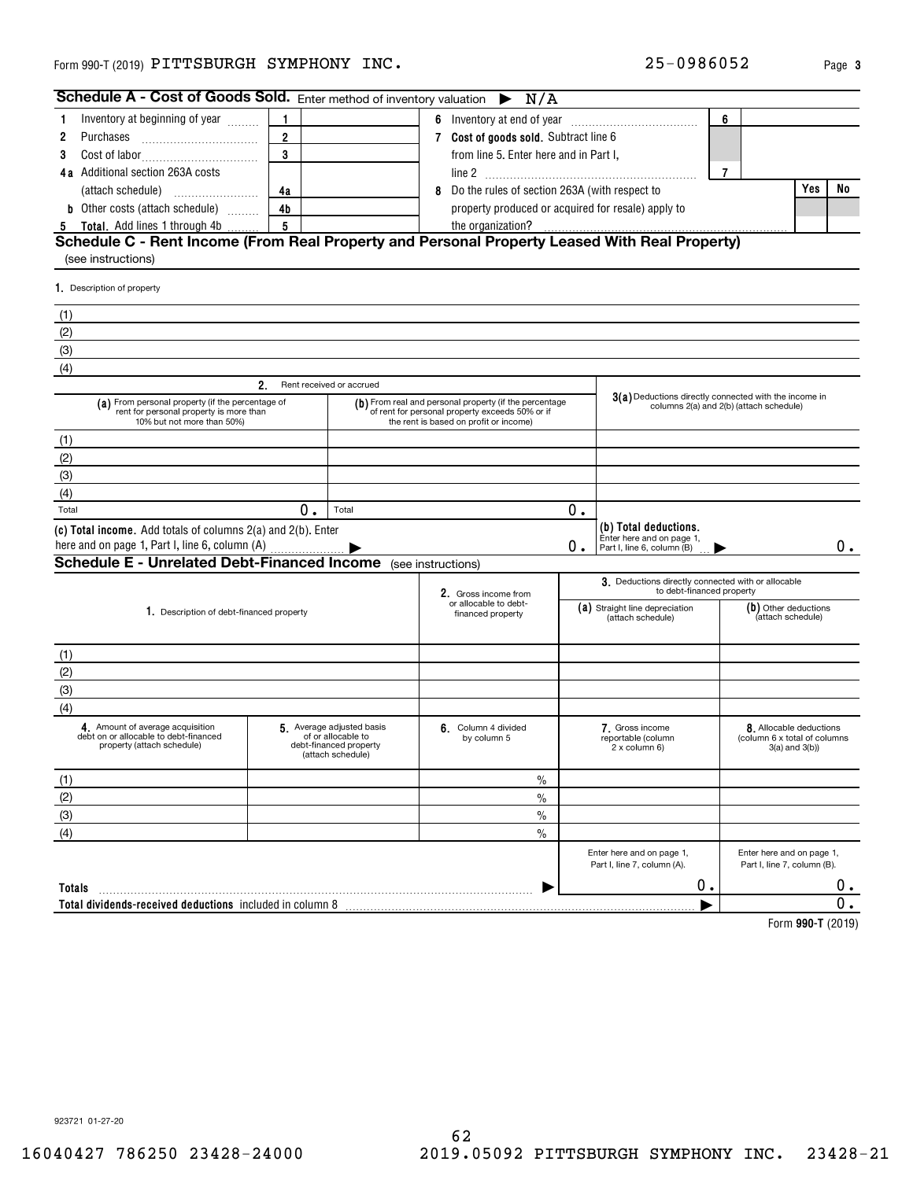Form 990-T (2019) PITTSBURGH SYMPHONY INC. 25-0986052 Page 3

## Schedule A - Cost of Goods Sold. Enter method of inventory valuation ▶ N/A

| | | | | | | |
|---|---|---|---|---|---|---|
| 1 Inventory at beginning of year | 1 | | 6 Inventory at end of year | 6 | | |
| 2 Purchases | 2 | | 7 Cost of goods sold. Subtract line 6 from line 5. Enter here and in Part I, line 2 | 7 | | |
| 3 Cost of labor | 3 | | | | | |
| 4a Additional section 263A costs (attach schedule) | 4a | | 8 Do the rules of section 263A (with respect to property produced or acquired for resale) apply to the organization? | | Yes | No |
| b Other costs (attach schedule) | 4b | | | | | |
| 5 Total. Add lines 1 through 4b | 5 | | | | | |

## Schedule C - Rent Income (From Real Property and Personal Property Leased With Real Property)
(see instructions)

1. Description of property

(1)
(2)
(3)
(4)

| 2. Rent received or accrued | | 3(a) Deductions directly connected with the income in columns 2(a) and 2(b) (attach schedule) |
|---|---|---|
| (a) From personal property (if the percentage of rent for personal property is more than 10% but not more than 50%) | (b) From real and personal property (if the percentage of rent for personal property exceeds 50% or if the rent is based on profit or income) | |
| (1) | | |
| (2) | | |
| (3) | | |
| (4) | | |
| Total 0. | Total 0. | |

(c) Total income. Add totals of columns 2(a) and 2(b). Enter here and on page 1, Part I, line 6, column (A) ▶ 0.

(b) Total deductions. Enter here and on page 1, Part I, line 6, column (B) ▶ 0.

## Schedule E - Unrelated Debt-Financed Income (see instructions)

| 1. Description of debt-financed property | 2. Gross income from or allocable to debt-financed property | 3. Deductions directly connected with or allocable to debt-financed property: (a) Straight line depreciation (attach schedule) | (b) Other deductions (attach schedule) |
|---|---|---|---|
| (1) | | | |
| (2) | | | |
| (3) | | | |
| (4) | | | |

| 4. Amount of average acquisition debt on or allocable to debt-financed property (attach schedule) | 5. Average adjusted basis of or allocable to debt-financed property (attach schedule) | 6. Column 4 divided by column 5 | 7. Gross income reportable (column 2 x column 6) | 8. Allocable deductions (column 6 x total of columns 3(a) and 3(b)) |
|---|---|---|---|---|
| (1) | | % | | |
| (2) | | % | | |
| (3) | | % | | |
| (4) | | % | | |
| | | | Enter here and on page 1, Part I, line 7, column (A). | Enter here and on page 1, Part I, line 7, column (B). |
| Totals ▶ | | | 0. | 0. |
| Total dividends-received deductions included in column 8 ▶ | | | | 0. |

Form 990-T (2019)

923721 01-27-20

16040427 786250 23428-24000 2019.05092 PITTSBURGH SYMPHONY INC. 23428-21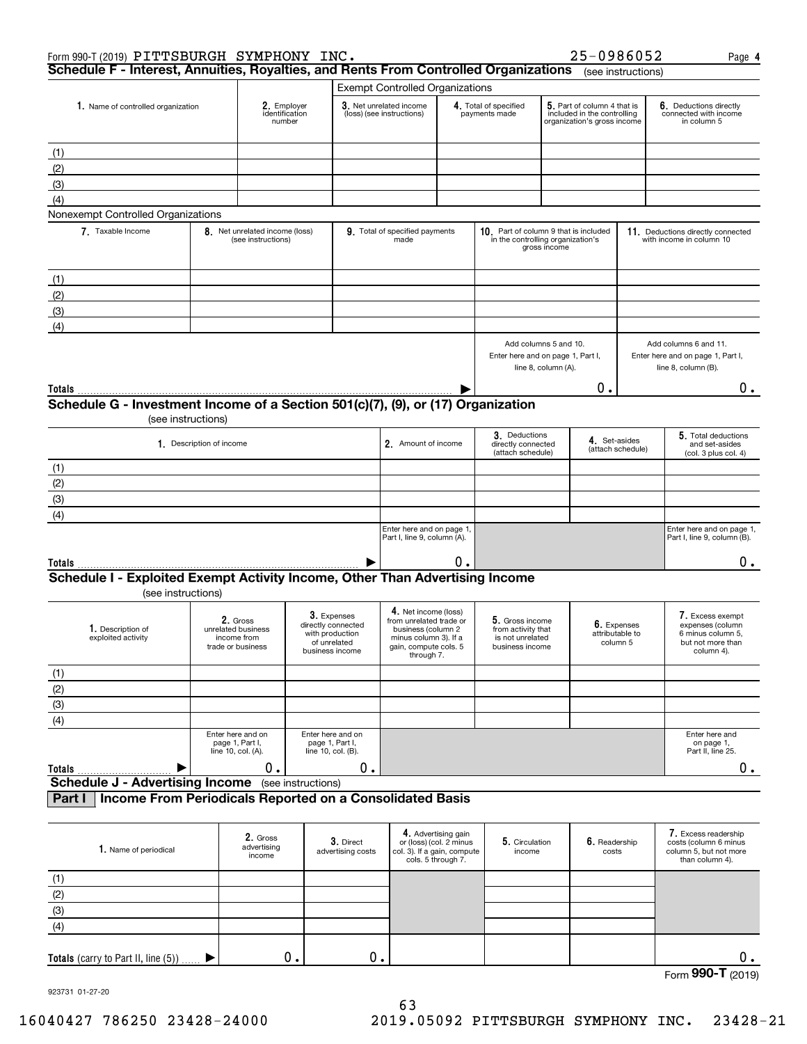Form 990-T (2019) PITTSBURGH SYMPHONY INC. 25-0986052 Page 4

## Schedule F - Interest, Annuities, Royalties, and Rents From Controlled Organizations (see instructions)

| 1. Name of controlled organization | 2. Employer identification number | Exempt Controlled Organizations: 3. Net unrelated income (loss) (see instructions) | 4. Total of specified payments made | 5. Part of column 4 that is included in the controlling organization's gross income | 6. Deductions directly connected with income in column 5 |
|---|---|---|---|---|---|
| (1) | | | | | |
| (2) | | | | | |
| (3) | | | | | |
| (4) | | | | | |

Nonexempt Controlled Organizations

| 7. Taxable Income | 8. Net unrelated income (loss) (see instructions) | 9. Total of specified payments made | 10. Part of column 9 that is included in the controlling organization's gross income | 11. Deductions directly connected with income in column 10 |
|---|---|---|---|---|
| (1) | | | | |
| (2) | | | | |
| (3) | | | | |
| (4) | | | | |
| | | | Add columns 5 and 10. Enter here and on page 1, Part I, line 8, column (A). | Add columns 6 and 11. Enter here and on page 1, Part I, line 8, column (B). |
| **Totals** | | | 0. | 0. |

## Schedule G - Investment Income of a Section 501(c)(7), (9), or (17) Organization (see instructions)

| 1. Description of income | 2. Amount of income | 3. Deductions directly connected (attach schedule) | 4. Set-asides (attach schedule) | 5. Total deductions and set-asides (col. 3 plus col. 4) |
|---|---|---|---|---|
| (1) | | | | |
| (2) | | | | |
| (3) | | | | |
| (4) | | | | |
| | Enter here and on page 1, Part I, line 9, column (A). | | | Enter here and on page 1, Part I, line 9, column (B). |
| **Totals** | 0. | | | 0. |

## Schedule I - Exploited Exempt Activity Income, Other Than Advertising Income (see instructions)

| 1. Description of exploited activity | 2. Gross unrelated business income from trade or business | 3. Expenses directly connected with production of unrelated business income | 4. Net income (loss) from unrelated trade or business (column 2 minus column 3). If a gain, compute cols. 5 through 7. | 5. Gross income from activity that is not unrelated business income | 6. Expenses attributable to column 5 | 7. Excess exempt expenses (column 6 minus column 5, but not more than column 4). |
|---|---|---|---|---|---|---|
| (1) | | | | | | |
| (2) | | | | | | |
| (3) | | | | | | |
| (4) | | | | | | |
| | Enter here and on page 1, Part I, line 10, col. (A). | Enter here and on page 1, Part I, line 10, col. (B). | | | | Enter here and on page 1, Part II, line 25. |
| **Totals** | 0. | 0. | | | | 0. |

## Schedule J - Advertising Income (see instructions)

### Part I Income From Periodicals Reported on a Consolidated Basis

| 1. Name of periodical | 2. Gross advertising income | 3. Direct advertising costs | 4. Advertising gain or (loss) (col. 2 minus col. 3). If a gain, compute cols. 5 through 7. | 5. Circulation income | 6. Readership costs | 7. Excess readership costs (column 6 minus column 5, but not more than column 4). |
|---|---|---|---|---|---|---|
| (1) | | | | | | |
| (2) | | | | | | |
| (3) | | | | | | |
| (4) | | | | | | |
| **Totals** (carry to Part II, line (5)) | 0. | 0. | | | | 0. |

923731 01-27-20

Form **990-T** (2019)

16040427 786250 23428-24000 2019.05092 PITTSBURGH SYMPHONY INC. 23428-21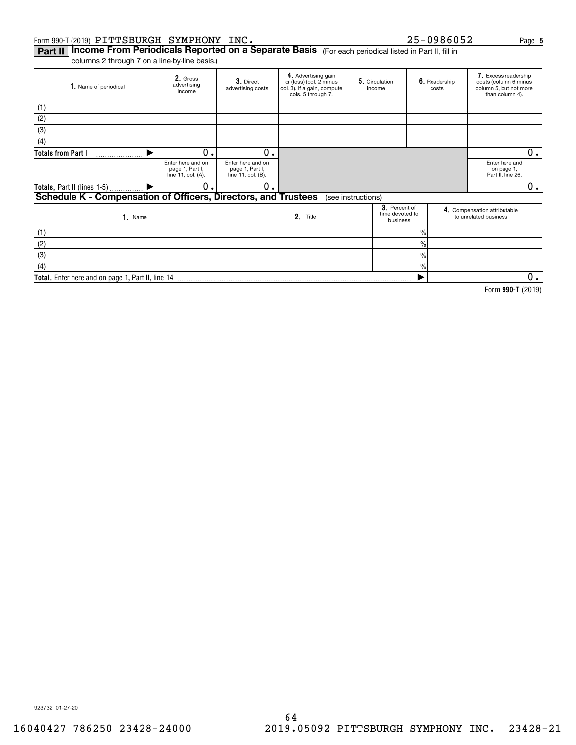Form 990-T (2019) PITTSBURGH SYMPHONY INC. 25-0986052

## Part II Income From Periodicals Reported on a Separate Basis (For each periodical listed in Part II, fill in columns 2 through 7 on a line-by-line basis.)

| 1. Name of periodical | 2. Gross advertising income | 3. Direct advertising costs | 4. Advertising gain or (loss) (col. 2 minus col. 3). If a gain, compute cols. 5 through 7. | 5. Circulation income | 6. Readership costs | 7. Excess readership costs (column 6 minus column 5, but not more than column 4). |
|---|---|---|---|---|---|---|
| (1) | | | | | | |
| (2) | | | | | | |
| (3) | | | | | | |
| (4) | | | | | | |
| Totals from Part I ▶ | 0. | 0. | | | | 0. |
| | Enter here and on page 1, Part I, line 11, col. (A). | Enter here and on page 1, Part I, line 11, col. (B). | | | | Enter here and on page 1, Part II, line 26. |
| Totals, Part II (lines 1-5) ▶ | 0. | 0. | | | | 0. |

## Schedule K - Compensation of Officers, Directors, and Trustees (see instructions)

| 1. Name | 2. Title | 3. Percent of time devoted to business | 4. Compensation attributable to unrelated business |
|---|---|---|---|
| (1) | | % | |
| (2) | | % | |
| (3) | | % | |
| (4) | | % | |
| Total. Enter here and on page 1, Part II, line 14 | | ▶ | 0. |

Form 990-T (2019)

923732 01-27-20

16040427 786250 23428-24000 2019.05092 PITTSBURGH SYMPHONY INC. 23428-21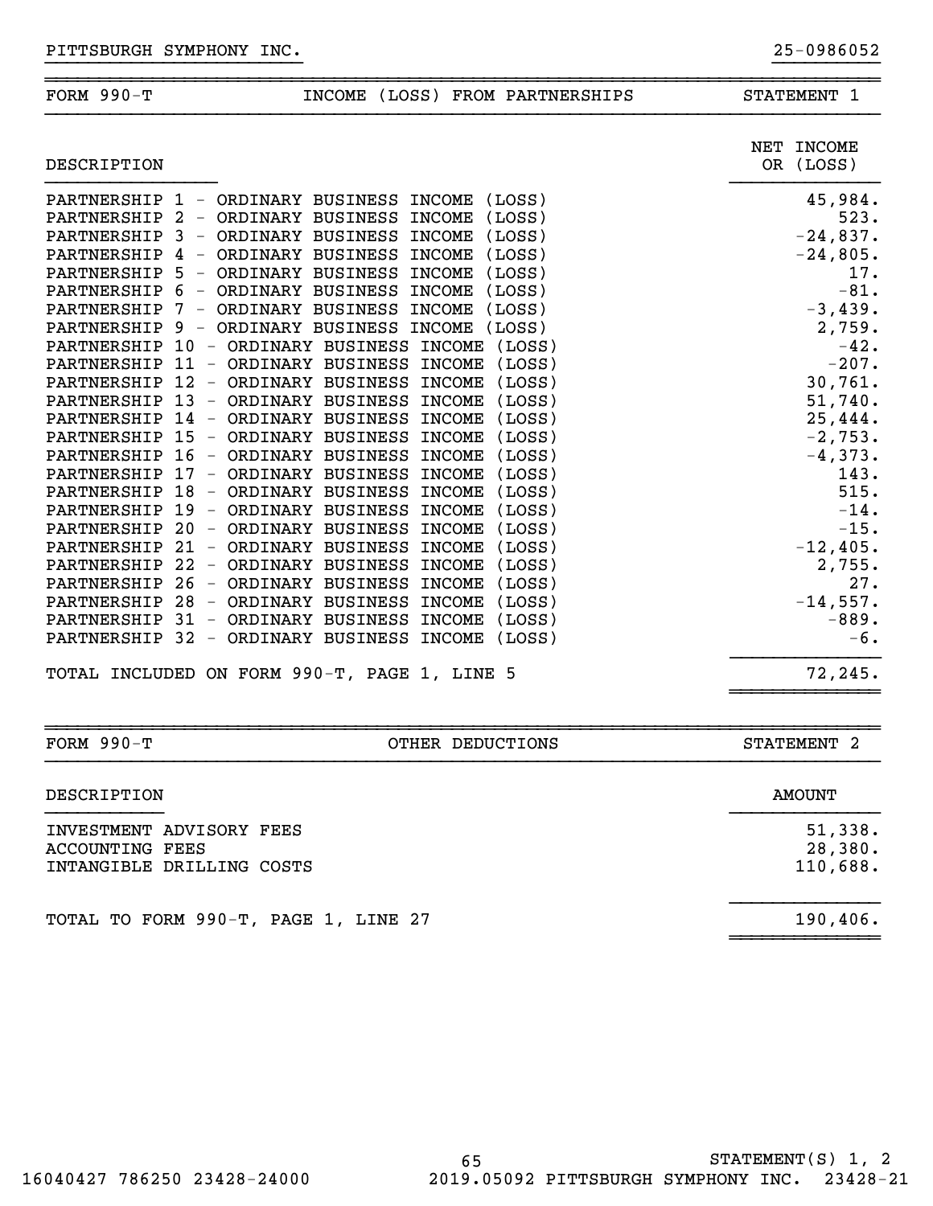PITTSBURGH SYMPHONY INC. 25-0986052

## FORM 990-T — INCOME (LOSS) FROM PARTNERSHIPS — STATEMENT 1

| DESCRIPTION | NET INCOME OR (LOSS) |
|---|---|
| PARTNERSHIP 1 - ORDINARY BUSINESS INCOME (LOSS) | 45,984. |
| PARTNERSHIP 2 - ORDINARY BUSINESS INCOME (LOSS) | 523. |
| PARTNERSHIP 3 - ORDINARY BUSINESS INCOME (LOSS) | -24,837. |
| PARTNERSHIP 4 - ORDINARY BUSINESS INCOME (LOSS) | -24,805. |
| PARTNERSHIP 5 - ORDINARY BUSINESS INCOME (LOSS) | 17. |
| PARTNERSHIP 6 - ORDINARY BUSINESS INCOME (LOSS) | -81. |
| PARTNERSHIP 7 - ORDINARY BUSINESS INCOME (LOSS) | -3,439. |
| PARTNERSHIP 9 - ORDINARY BUSINESS INCOME (LOSS) | 2,759. |
| PARTNERSHIP 10 - ORDINARY BUSINESS INCOME (LOSS) | -42. |
| PARTNERSHIP 11 - ORDINARY BUSINESS INCOME (LOSS) | -207. |
| PARTNERSHIP 12 - ORDINARY BUSINESS INCOME (LOSS) | 30,761. |
| PARTNERSHIP 13 - ORDINARY BUSINESS INCOME (LOSS) | 51,740. |
| PARTNERSHIP 14 - ORDINARY BUSINESS INCOME (LOSS) | 25,444. |
| PARTNERSHIP 15 - ORDINARY BUSINESS INCOME (LOSS) | -2,753. |
| PARTNERSHIP 16 - ORDINARY BUSINESS INCOME (LOSS) | -4,373. |
| PARTNERSHIP 17 - ORDINARY BUSINESS INCOME (LOSS) | 143. |
| PARTNERSHIP 18 - ORDINARY BUSINESS INCOME (LOSS) | 515. |
| PARTNERSHIP 19 - ORDINARY BUSINESS INCOME (LOSS) | -14. |
| PARTNERSHIP 20 - ORDINARY BUSINESS INCOME (LOSS) | -15. |
| PARTNERSHIP 21 - ORDINARY BUSINESS INCOME (LOSS) | -12,405. |
| PARTNERSHIP 22 - ORDINARY BUSINESS INCOME (LOSS) | 2,755. |
| PARTNERSHIP 26 - ORDINARY BUSINESS INCOME (LOSS) | 27. |
| PARTNERSHIP 28 - ORDINARY BUSINESS INCOME (LOSS) | -14,557. |
| PARTNERSHIP 31 - ORDINARY BUSINESS INCOME (LOSS) | -889. |
| PARTNERSHIP 32 - ORDINARY BUSINESS INCOME (LOSS) | -6. |
| TOTAL INCLUDED ON FORM 990-T, PAGE 1, LINE 5 | 72,245. |

## FORM 990-T — OTHER DEDUCTIONS — STATEMENT 2

| DESCRIPTION | AMOUNT |
|---|---|
| INVESTMENT ADVISORY FEES | 51,338. |
| ACCOUNTING FEES | 28,380. |
| INTANGIBLE DRILLING COSTS | 110,688. |
| TOTAL TO FORM 990-T, PAGE 1, LINE 27 | 190,406. |

STATEMENT(S) 1, 2

16040427 786250 23428-24000 2019.05092 PITTSBURGH SYMPHONY INC. 23428-21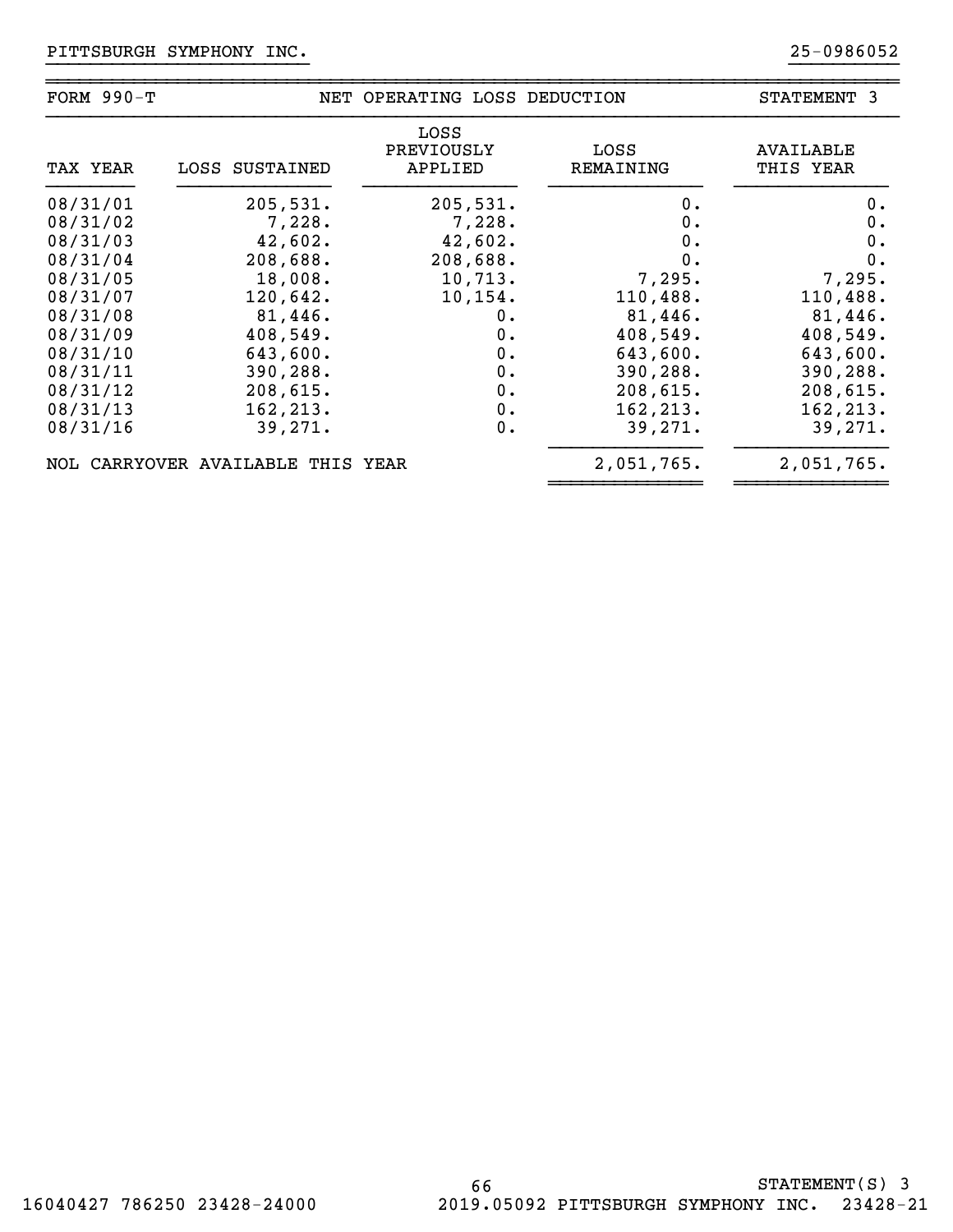PITTSBURGH SYMPHONY INC. 25-0986052

FORM 990-T | NET OPERATING LOSS DEDUCTION | STATEMENT 3

| TAX YEAR | LOSS SUSTAINED | LOSS PREVIOUSLY APPLIED | LOSS REMAINING | AVAILABLE THIS YEAR |
|---|---|---|---|---|
| 08/31/01 | 205,531. | 205,531. | 0. | 0. |
| 08/31/02 | 7,228. | 7,228. | 0. | 0. |
| 08/31/03 | 42,602. | 42,602. | 0. | 0. |
| 08/31/04 | 208,688. | 208,688. | 0. | 0. |
| 08/31/05 | 18,008. | 10,713. | 7,295. | 7,295. |
| 08/31/07 | 120,642. | 10,154. | 110,488. | 110,488. |
| 08/31/08 | 81,446. | 0. | 81,446. | 81,446. |
| 08/31/09 | 408,549. | 0. | 408,549. | 408,549. |
| 08/31/10 | 643,600. | 0. | 643,600. | 643,600. |
| 08/31/11 | 390,288. | 0. | 390,288. | 390,288. |
| 08/31/12 | 208,615. | 0. | 208,615. | 208,615. |
| 08/31/13 | 162,213. | 0. | 162,213. | 162,213. |
| 08/31/16 | 39,271. | 0. | 39,271. | 39,271. |
| NOL CARRYOVER AVAILABLE THIS YEAR | | | 2,051,765. | 2,051,765. |

STATEMENT(S) 3

16040427 786250 23428-24000 2019.05092 PITTSBURGH SYMPHONY INC. 23428-21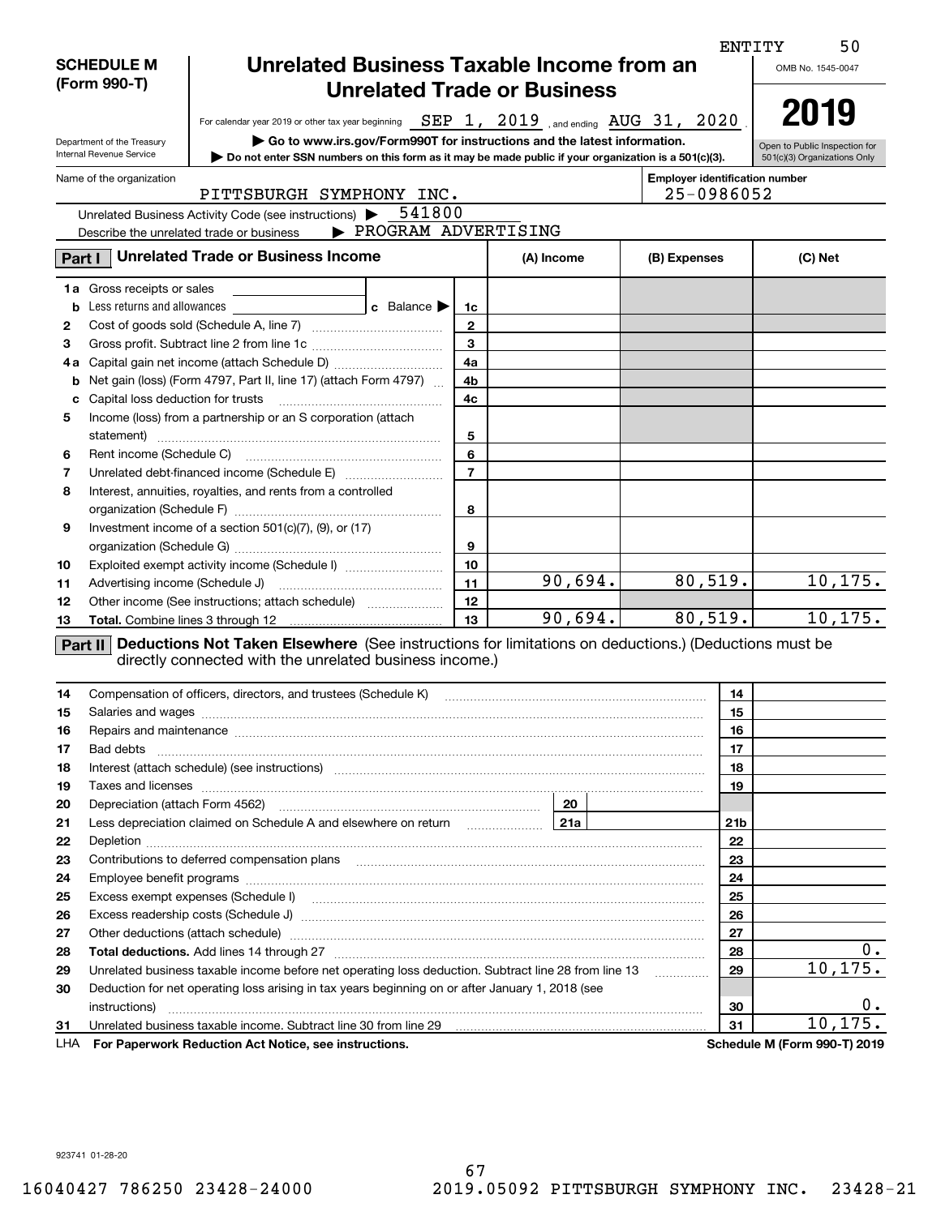ENTITY 50

**SCHEDULE M (Form 990-T)**

# Unrelated Business Taxable Income from an Unrelated Trade or Business

OMB No. 1545-0047

**2019**

For calendar year 2019 or other tax year beginning SEP 1, 2019 , and ending AUG 31, 2020 .

Department of the Treasury Internal Revenue Service

▶ Go to www.irs.gov/Form990T for instructions and the latest information.

▶ Do not enter SSN numbers on this form as it may be made public if your organization is a 501(c)(3).

Open to Public Inspection for 501(c)(3) Organizations Only

Name of the organization: PITTSBURGH SYMPHONY INC.

Employer identification number: 25-0986052

Unrelated Business Activity Code (see instructions) ▶ 541800

Describe the unrelated trade or business ▶ PROGRAM ADVERTISING

## Part I Unrelated Trade or Business Income

| | | | (A) Income | (B) Expenses | (C) Net |
|---|---|---|---|---|---|
| 1a | Gross receipts or sales | | | | |
| b | Less returns and allowances ... c Balance ▶ | 1c | | | |
| 2 | Cost of goods sold (Schedule A, line 7) | 2 | | | |
| 3 | Gross profit. Subtract line 2 from line 1c | 3 | | | |
| 4a | Capital gain net income (attach Schedule D) | 4a | | | |
| b | Net gain (loss) (Form 4797, Part II, line 17) (attach Form 4797) | 4b | | | |
| c | Capital loss deduction for trusts | 4c | | | |
| 5 | Income (loss) from a partnership or an S corporation (attach statement) | 5 | | | |
| 6 | Rent income (Schedule C) | 6 | | | |
| 7 | Unrelated debt-financed income (Schedule E) | 7 | | | |
| 8 | Interest, annuities, royalties, and rents from a controlled organization (Schedule F) | 8 | | | |
| 9 | Investment income of a section 501(c)(7), (9), or (17) organization (Schedule G) | 9 | | | |
| 10 | Exploited exempt activity income (Schedule I) | 10 | | | |
| 11 | Advertising income (Schedule J) | 11 | 90,694. | 80,519. | 10,175. |
| 12 | Other income (See instructions; attach schedule) | 12 | | | |
| 13 | **Total.** Combine lines 3 through 12 | 13 | 90,694. | 80,519. | 10,175. |

## Part II Deductions Not Taken Elsewhere (See instructions for limitations on deductions.) (Deductions must be directly connected with the unrelated business income.)

| | | | |
|---|---|---|---|
| 14 | Compensation of officers, directors, and trustees (Schedule K) | 14 | |
| 15 | Salaries and wages | 15 | |
| 16 | Repairs and maintenance | 16 | |
| 17 | Bad debts | 17 | |
| 18 | Interest (attach schedule) (see instructions) | 18 | |
| 19 | Taxes and licenses | 19 | |
| 20 | Depreciation (attach Form 4562) ... 20 | | |
| 21 | Less depreciation claimed on Schedule A and elsewhere on return ... 21a | 21b | |
| 22 | Depletion | 22 | |
| 23 | Contributions to deferred compensation plans | 23 | |
| 24 | Employee benefit programs | 24 | |
| 25 | Excess exempt expenses (Schedule I) | 25 | |
| 26 | Excess readership costs (Schedule J) | 26 | |
| 27 | Other deductions (attach schedule) | 27 | |
| 28 | **Total deductions.** Add lines 14 through 27 | 28 | 0. |
| 29 | Unrelated business taxable income before net operating loss deduction. Subtract line 28 from line 13 | 29 | 10,175. |
| 30 | Deduction for net operating loss arising in tax years beginning on or after January 1, 2018 (see instructions) | 30 | 0. |
| 31 | Unrelated business taxable income. Subtract line 30 from line 29 | 31 | 10,175. |

LHA **For Paperwork Reduction Act Notice, see instructions.** **Schedule M (Form 990-T) 2019**

923741 01-28-20

16040427 786250 23428-24000 2019.05092 PITTSBURGH SYMPHONY INC. 23428-21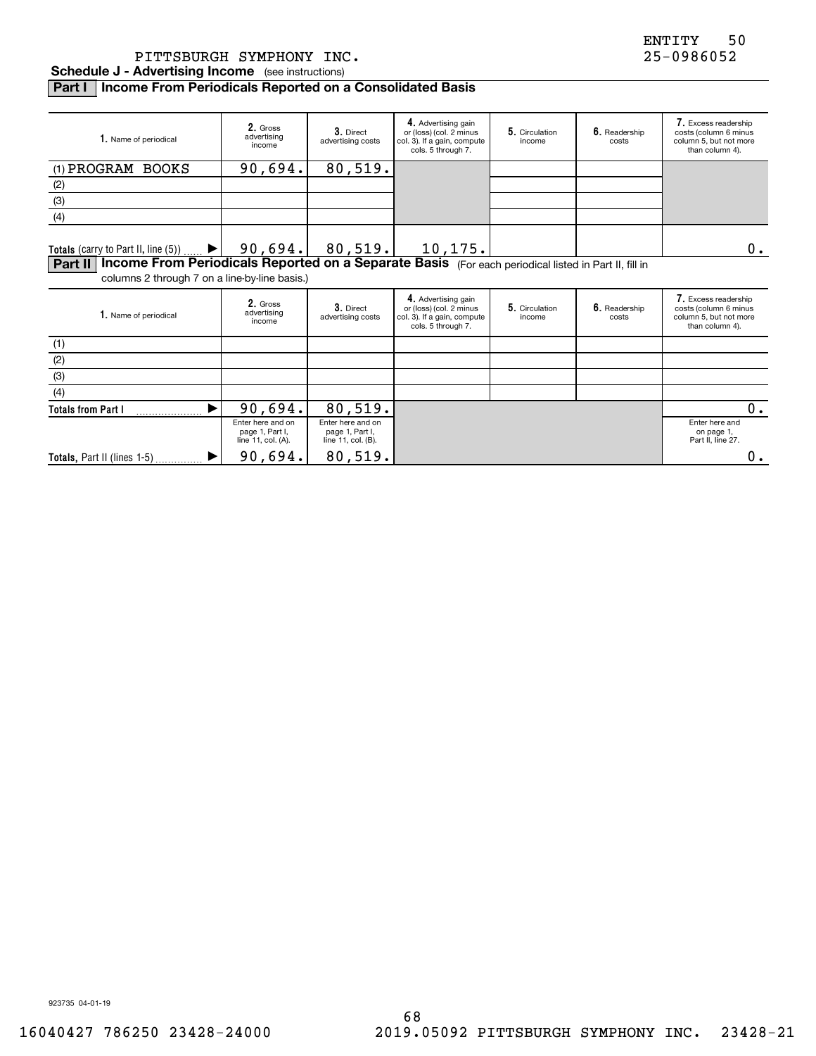PITTSBURGH SYMPHONY INC. ENTITY 50 25-0986052

**Schedule J - Advertising Income** (see instructions)

## Part I Income From Periodicals Reported on a Consolidated Basis

| 1. Name of periodical | 2. Gross advertising income | 3. Direct advertising costs | 4. Advertising gain or (loss) (col. 2 minus col. 3). If a gain, compute cols. 5 through 7. | 5. Circulation income | 6. Readership costs | 7. Excess readership costs (column 6 minus column 5, but not more than column 4). |
|---|---|---|---|---|---|---|
| (1) PROGRAM BOOKS | 90,694. | 80,519. | | | | |
| (2) | | | | | | |
| (3) | | | | | | |
| (4) | | | | | | |
| **Totals** (carry to Part II, line (5)) ▶ | 90,694. | 80,519. | 10,175. | | | 0. |

## Part II Income From Periodicals Reported on a Separate Basis

(For each periodical listed in Part II, fill in columns 2 through 7 on a line-by-line basis.)

| 1. Name of periodical | 2. Gross advertising income | 3. Direct advertising costs | 4. Advertising gain or (loss) (col. 2 minus col. 3). If a gain, compute cols. 5 through 7. | 5. Circulation income | 6. Readership costs | 7. Excess readership costs (column 6 minus column 5, but not more than column 4). |
|---|---|---|---|---|---|---|
| (1) | | | | | | |
| (2) | | | | | | |
| (3) | | | | | | |
| (4) | | | | | | |
| **Totals from Part I** ▶ | 90,694. | 80,519. | | | | 0. |
| | Enter here and on page 1, Part I, line 11, col. (A). | Enter here and on page 1, Part I, line 11, col. (B). | | | | Enter here and on page 1, Part II, line 27. |
| **Totals,** Part II (lines 1-5) ▶ | 90,694. | 80,519. | | | | 0. |

923735 04-01-19

16040427 786250 23428-24000 2019.05092 PITTSBURGH SYMPHONY INC. 23428-21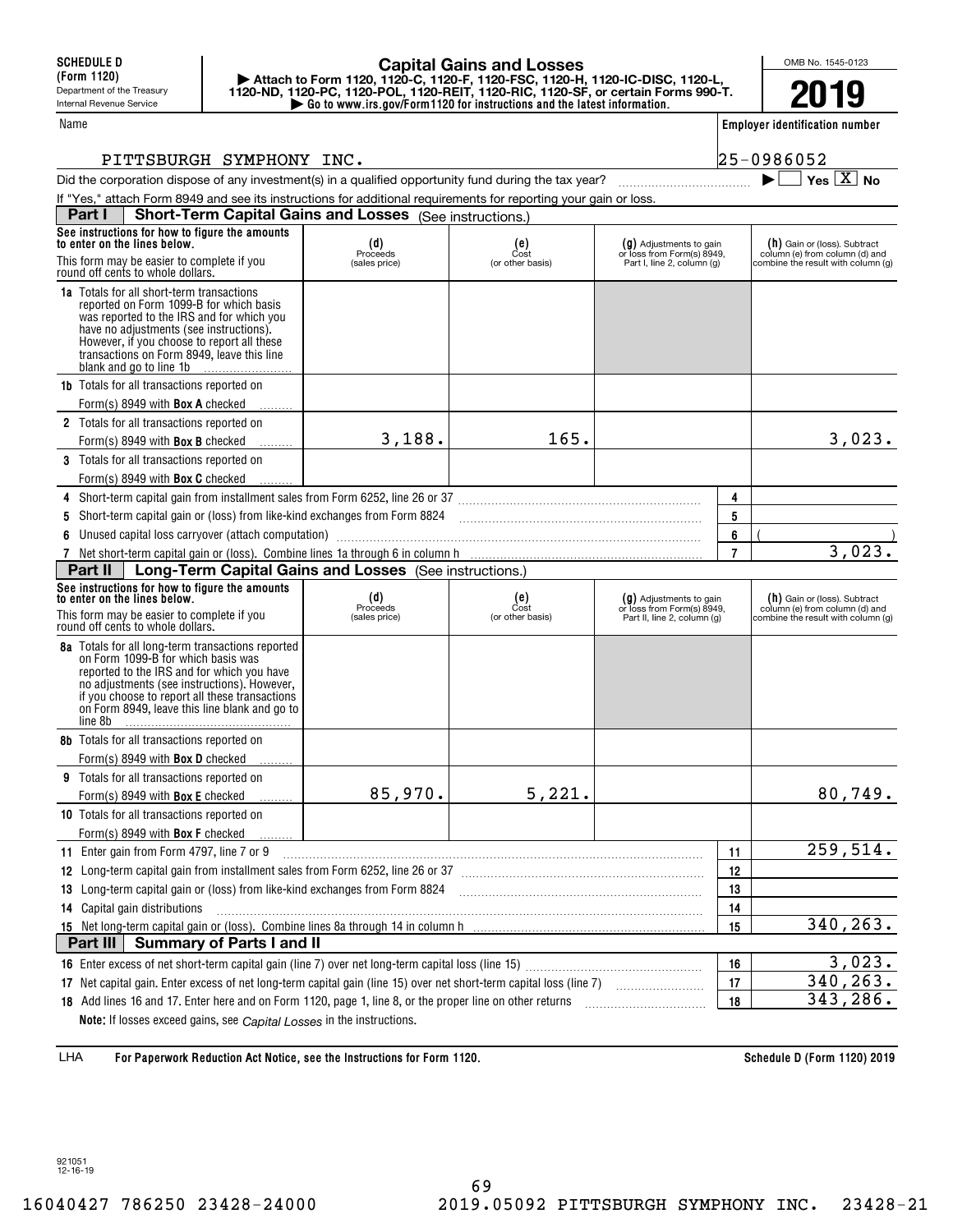**SCHEDULE D (Form 1120)**
Department of the Treasury
Internal Revenue Service

# Capital Gains and Losses

▶ Attach to Form 1120, 1120-C, 1120-F, 1120-FSC, 1120-H, 1120-IC-DISC, 1120-L, 1120-ND, 1120-PC, 1120-POL, 1120-REIT, 1120-RIC, 1120-SF, or certain Forms 990-T.
▶ Go to www.irs.gov/Form1120 for instructions and the latest information.

OMB No. 1545-0123

**2019**

| Name | Employer identification number |
|---|---|
| PITTSBURGH SYMPHONY INC. | 25-0986052 |

Did the corporation dispose of any investment(s) in a qualified opportunity fund during the tax year? ▶ ☐ Yes ☒ No

If "Yes," attach Form 8949 and see its instructions for additional requirements for reporting your gain or loss.

## Part I Short-Term Capital Gains and Losses (See instructions.)

| See instructions for how to figure the amounts to enter on the lines below. This form may be easier to complete if you round off cents to whole dollars. | (d) Proceeds (sales price) | (e) Cost (or other basis) | (g) Adjustments to gain or loss from Form(s) 8949, Part I, line 2, column (g) | (h) Gain or (loss). Subtract column (e) from column (d) and combine the result with column (g) |
|---|---|---|---|---|
| **1a** Totals for all short-term transactions reported on Form 1099-B for which basis was reported to the IRS and for which you have no adjustments (see instructions). However, if you choose to report all these transactions on Form 8949, leave this line blank and go to line 1b | | | | |
| **1b** Totals for all transactions reported on Form(s) 8949 with **Box A** checked | | | | |
| **2** Totals for all transactions reported on Form(s) 8949 with **Box B** checked | 3,188. | 165. | | 3,023. |
| **3** Totals for all transactions reported on Form(s) 8949 with **Box C** checked | | | | |

| Line | Description | No. | Amount |
|---|---|---|---|
| 4 | Short-term capital gain from installment sales from Form 6252, line 26 or 37 | 4 | |
| 5 | Short-term capital gain or (loss) from like-kind exchanges from Form 8824 | 5 | |
| 6 | Unused capital loss carryover (attach computation) | 6 | ( ) |
| 7 | Net short-term capital gain or (loss). Combine lines 1a through 6 in column h | 7 | 3,023. |

## Part II Long-Term Capital Gains and Losses (See instructions.)

| See instructions for how to figure the amounts to enter on the lines below. This form may be easier to complete if you round off cents to whole dollars. | (d) Proceeds (sales price) | (e) Cost (or other basis) | (g) Adjustments to gain or loss from Form(s) 8949, Part II, line 2, column (g) | (h) Gain or (loss). Subtract column (e) from column (d) and combine the result with column (g) |
|---|---|---|---|---|
| **8a** Totals for all long-term transactions reported on Form 1099-B for which basis was reported to the IRS and for which you have no adjustments (see instructions). However, if you choose to report all these transactions on Form 8949, leave this line blank and go to line 8b | | | | |
| **8b** Totals for all transactions reported on Form(s) 8949 with **Box D** checked | | | | |
| **9** Totals for all transactions reported on Form(s) 8949 with **Box E** checked | 85,970. | 5,221. | | 80,749. |
| **10** Totals for all transactions reported on Form(s) 8949 with **Box F** checked | | | | |

| Line | Description | No. | Amount |
|---|---|---|---|
| 11 | Enter gain from Form 4797, line 7 or 9 | 11 | 259,514. |
| 12 | Long-term capital gain from installment sales from Form 6252, line 26 or 37 | 12 | |
| 13 | Long-term capital gain or (loss) from like-kind exchanges from Form 8824 | 13 | |
| 14 | Capital gain distributions | 14 | |
| 15 | Net long-term capital gain or (loss). Combine lines 8a through 14 in column h | 15 | 340,263. |

## Part III Summary of Parts I and II

| Line | Description | No. | Amount |
|---|---|---|---|
| 16 | Enter excess of net short-term capital gain (line 7) over net long-term capital loss (line 15) | 16 | 3,023. |
| 17 | Net capital gain. Enter excess of net long-term capital gain (line 15) over net short-term capital loss (line 7) | 17 | 340,263. |
| 18 | Add lines 16 and 17. Enter here and on Form 1120, page 1, line 8, or the proper line on other returns | 18 | 343,286. |

**Note:** If losses exceed gains, see *Capital Losses* in the instructions.

LHA **For Paperwork Reduction Act Notice, see the Instructions for Form 1120.** **Schedule D (Form 1120) 2019**

921051 12-16-19

16040427 786250 23428-24000 2019.05092 PITTSBURGH SYMPHONY INC. 23428-21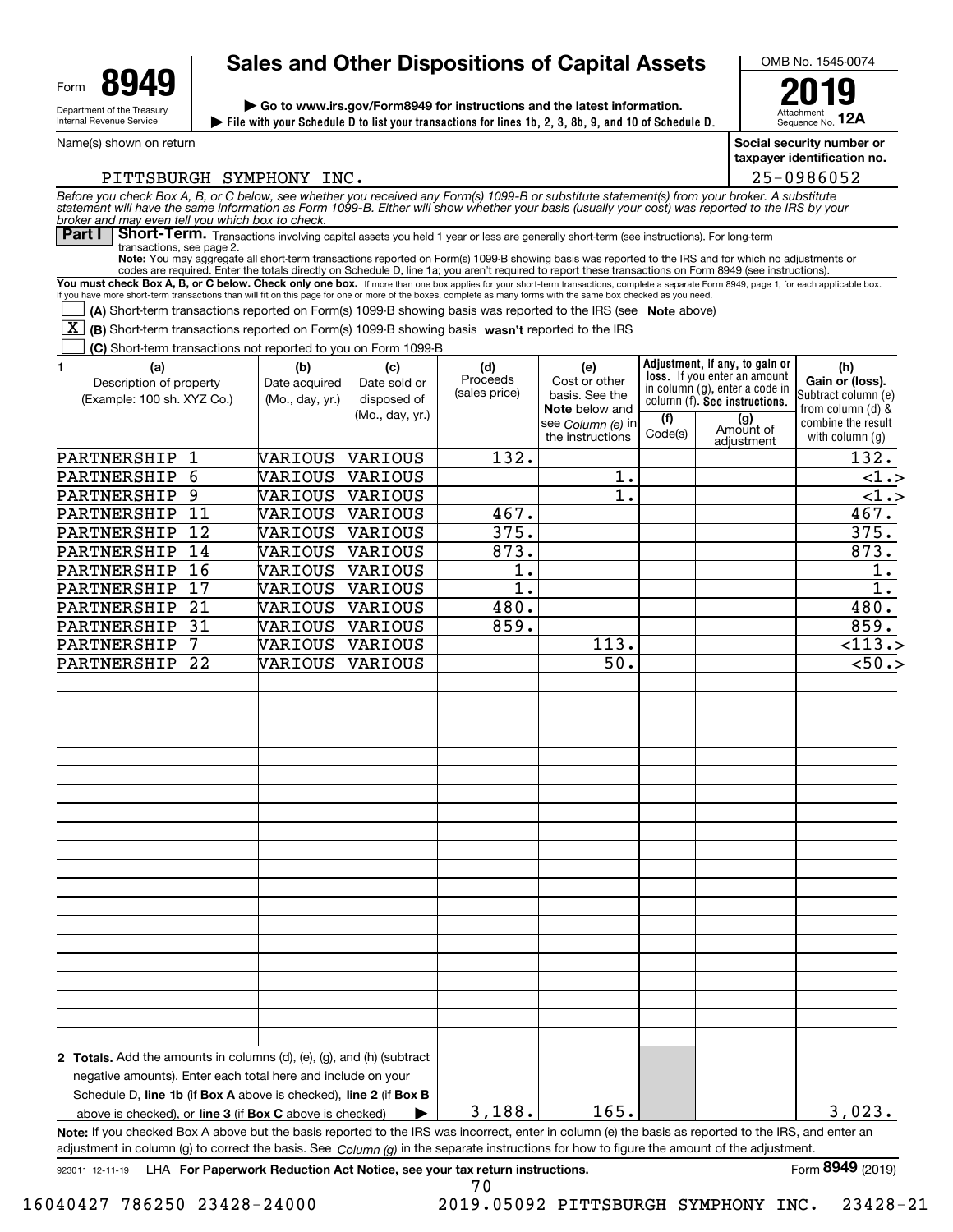Form **8949**

Department of the Treasury
Internal Revenue Service

# Sales and Other Dispositions of Capital Assets

▶ Go to www.irs.gov/Form8949 for instructions and the latest information.

▶ File with your Schedule D to list your transactions for lines 1b, 2, 3, 8b, 9, and 10 of Schedule D.

OMB No. 1545-0074

**2019**

Attachment Sequence No. **12A**

Name(s) shown on return: PITTSBURGH SYMPHONY INC.

Social security number or taxpayer identification no.: 25-0986052

*Before you check Box A, B, or C below, see whether you received any Form(s) 1099-B or substitute statement(s) from your broker. A substitute statement will have the same information as Form 1099-B. Either will show whether your basis (usually your cost) was reported to the IRS by your broker and may even tell you which box to check.*

**Part I** **Short-Term.** Transactions involving capital assets you held 1 year or less are generally short-term (see instructions). For long-term transactions, see page 2.

**Note:** You may aggregate all short-term transactions reported on Form(s) 1099-B showing basis was reported to the IRS and for which no adjustments or codes are required. Enter the totals directly on Schedule D, line 1a; you aren't required to report these transactions on Form 8949 (see instructions).

**You must check Box A, B, or C below. Check only one box.** If more than one box applies for your short-term transactions, complete a separate Form 8949, page 1, for each applicable box. If you have more short-term transactions than will fit on this page for one or more of the boxes, complete as many forms with the same box checked as you need.

☐ **(A)** Short-term transactions reported on Form(s) 1099-B showing basis was reported to the IRS (see **Note** above)

☒ **(B)** Short-term transactions reported on Form(s) 1099-B showing basis **wasn't** reported to the IRS

☐ **(C)** Short-term transactions not reported to you on Form 1099-B

| 1 (a) Description of property (Example: 100 sh. XYZ Co.) | (b) Date acquired (Mo., day, yr.) | (c) Date sold or disposed of (Mo., day, yr.) | (d) Proceeds (sales price) | (e) Cost or other basis. See the **Note** below and see *Column (e)* in the instructions | Adjustment, if any, to gain or loss. If you enter an amount in column (g), enter a code in column (f). See instructions. (f) Code(s) | (g) Amount of adjustment | (h) Gain or (loss). Subtract column (e) from column (d) & combine the result with column (g) |
|---|---|---|---|---|---|---|---|
| PARTNERSHIP 1 | VARIOUS | VARIOUS | 132. | | | | 132. |
| PARTNERSHIP 6 | VARIOUS | VARIOUS | | 1. | | | <1.> |
| PARTNERSHIP 9 | VARIOUS | VARIOUS | | 1. | | | <1.> |
| PARTNERSHIP 11 | VARIOUS | VARIOUS | 467. | | | | 467. |
| PARTNERSHIP 12 | VARIOUS | VARIOUS | 375. | | | | 375. |
| PARTNERSHIP 14 | VARIOUS | VARIOUS | 873. | | | | 873. |
| PARTNERSHIP 16 | VARIOUS | VARIOUS | 1. | | | | 1. |
| PARTNERSHIP 17 | VARIOUS | VARIOUS | 1. | | | | 1. |
| PARTNERSHIP 21 | VARIOUS | VARIOUS | 480. | | | | 480. |
| PARTNERSHIP 31 | VARIOUS | VARIOUS | 859. | | | | 859. |
| PARTNERSHIP 7 | VARIOUS | VARIOUS | | 113. | | | <113.> |
| PARTNERSHIP 22 | VARIOUS | VARIOUS | | 50. | | | <50.> |
| **2 Totals.** Add the amounts in columns (d), (e), (g), and (h) (subtract negative amounts). Enter each total here and include on your Schedule D, **line 1b** (if **Box A** above is checked), **line 2** (if **Box B** above is checked), or **line 3** (if **Box C** above is checked) ▶ | | | 3,188. | 165. | | | 3,023. |

**Note:** If you checked Box A above but the basis reported to the IRS was incorrect, enter in column (e) the basis as reported to the IRS, and enter an adjustment in column (g) to correct the basis. See *Column (g)* in the separate instructions for how to figure the amount of the adjustment.

923011 12-11-19 LHA **For Paperwork Reduction Act Notice, see your tax return instructions.** Form **8949** (2019)

16040427 786250 23428-24000 2019.05092 PITTSBURGH SYMPHONY INC. 23428-21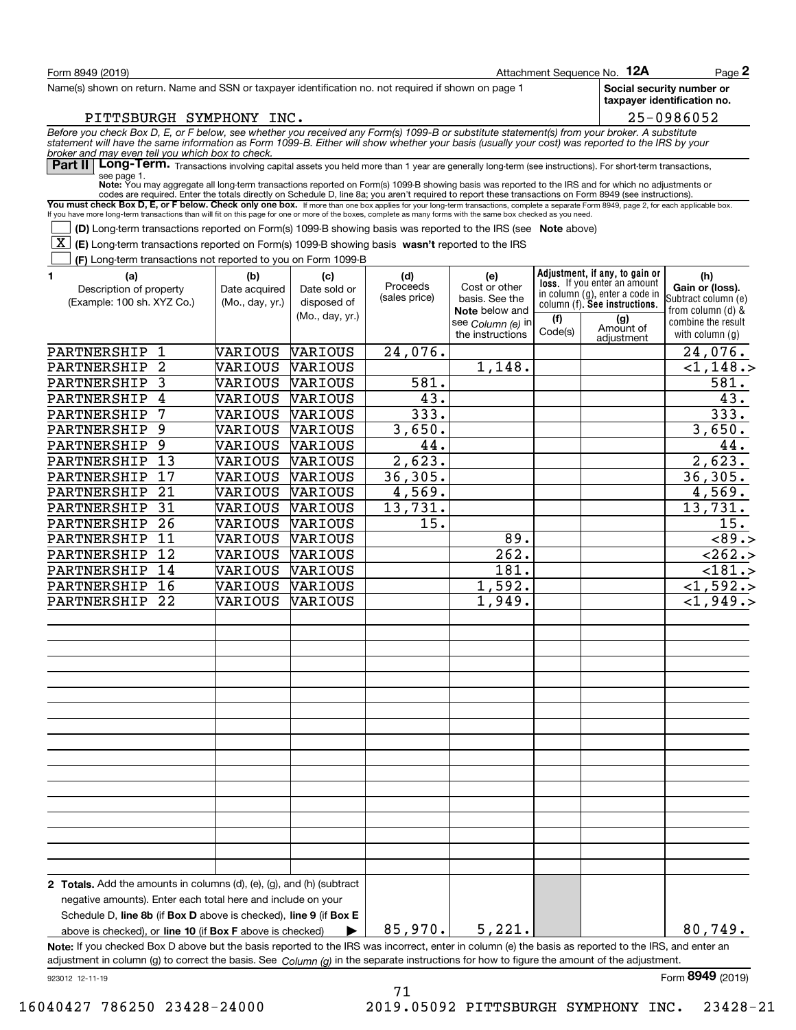Form 8949 (2019) Attachment Sequence No. **12A** Page **2**

Name(s) shown on return. Name and SSN or taxpayer identification no. not required if shown on page 1

PITTSBURGH SYMPHONY INC.

**Social security number or taxpayer identification no.** 25-0986052

*Before you check Box D, E, or F below, see whether you received any Form(s) 1099-B or substitute statement(s) from your broker. A substitute statement will have the same information as Form 1099-B. Either will show whether your basis (usually your cost) was reported to the IRS by your broker and may even tell you which box to check.*

## Part II Long-Term.

Transactions involving capital assets you held more than 1 year are generally long-term (see instructions). For short-term transactions, see page 1.

**Note:** You may aggregate all long-term transactions reported on Form(s) 1099-B showing basis was reported to the IRS and for which no adjustments or codes are required. Enter the totals directly on Schedule D, line 8a; you aren't required to report these transactions on Form 8949 (see instructions).

**You must check Box D, E, or F below. Check only one box.** If more than one box applies for your long-term transactions, complete a separate Form 8949, page 2, for each applicable box. If you have more long-term transactions than will fit on this page for one or more of the boxes, complete as many forms with the same box checked as you need.

- [ ] **(D)** Long-term transactions reported on Form(s) 1099-B showing basis was reported to the IRS (see **Note** above)
- [X] **(E)** Long-term transactions reported on Form(s) 1099-B showing basis **wasn't** reported to the IRS
- [ ] **(F)** Long-term transactions not reported to you on Form 1099-B

| 1 (a) Description of property (Example: 100 sh. XYZ Co.) | (b) Date acquired (Mo., day, yr.) | (c) Date sold or disposed of (Mo., day, yr.) | (d) Proceeds (sales price) | (e) Cost or other basis. See the Note below and see Column (e) in the instructions | (f) Code(s) | (g) Amount of adjustment | (h) Gain or (loss). Subtract column (e) from column (d) & combine the result with column (g) |
|---|---|---|---|---|---|---|---|
| PARTNERSHIP 1 | VARIOUS | VARIOUS | 24,076. | | | | 24,076. |
| PARTNERSHIP 2 | VARIOUS | VARIOUS | | 1,148. | | | <1,148.> |
| PARTNERSHIP 3 | VARIOUS | VARIOUS | 581. | | | | 581. |
| PARTNERSHIP 4 | VARIOUS | VARIOUS | 43. | | | | 43. |
| PARTNERSHIP 7 | VARIOUS | VARIOUS | 333. | | | | 333. |
| PARTNERSHIP 9 | VARIOUS | VARIOUS | 3,650. | | | | 3,650. |
| PARTNERSHIP 9 | VARIOUS | VARIOUS | 44. | | | | 44. |
| PARTNERSHIP 13 | VARIOUS | VARIOUS | 2,623. | | | | 2,623. |
| PARTNERSHIP 17 | VARIOUS | VARIOUS | 36,305. | | | | 36,305. |
| PARTNERSHIP 21 | VARIOUS | VARIOUS | 4,569. | | | | 4,569. |
| PARTNERSHIP 31 | VARIOUS | VARIOUS | 13,731. | | | | 13,731. |
| PARTNERSHIP 26 | VARIOUS | VARIOUS | 15. | | | | 15. |
| PARTNERSHIP 11 | VARIOUS | VARIOUS | | 89. | | | <89.> |
| PARTNERSHIP 12 | VARIOUS | VARIOUS | | 262. | | | <262.> |
| PARTNERSHIP 14 | VARIOUS | VARIOUS | | 181. | | | <181.> |
| PARTNERSHIP 16 | VARIOUS | VARIOUS | | 1,592. | | | <1,592.> |
| PARTNERSHIP 22 | VARIOUS | VARIOUS | | 1,949. | | | <1,949.> |
| **2 Totals.** Add the amounts in columns (d), (e), (g), and (h) (subtract negative amounts). Enter each total here and include on your Schedule D, **line 8b** (if **Box D** above is checked), **line 9** (if **Box E** above is checked), or **line 10** (if **Box F** above is checked) ▶ | | | 85,970. | 5,221. | | | 80,749. |

**Note:** If you checked Box D above but the basis reported to the IRS was incorrect, enter in column (e) the basis as reported to the IRS, and enter an adjustment in column (g) to correct the basis. See *Column (g)* in the separate instructions for how to figure the amount of the adjustment.

923012 12-11-19 Form **8949** (2019)

16040427 786250 23428-24000 2019.05092 PITTSBURGH SYMPHONY INC. 23428-21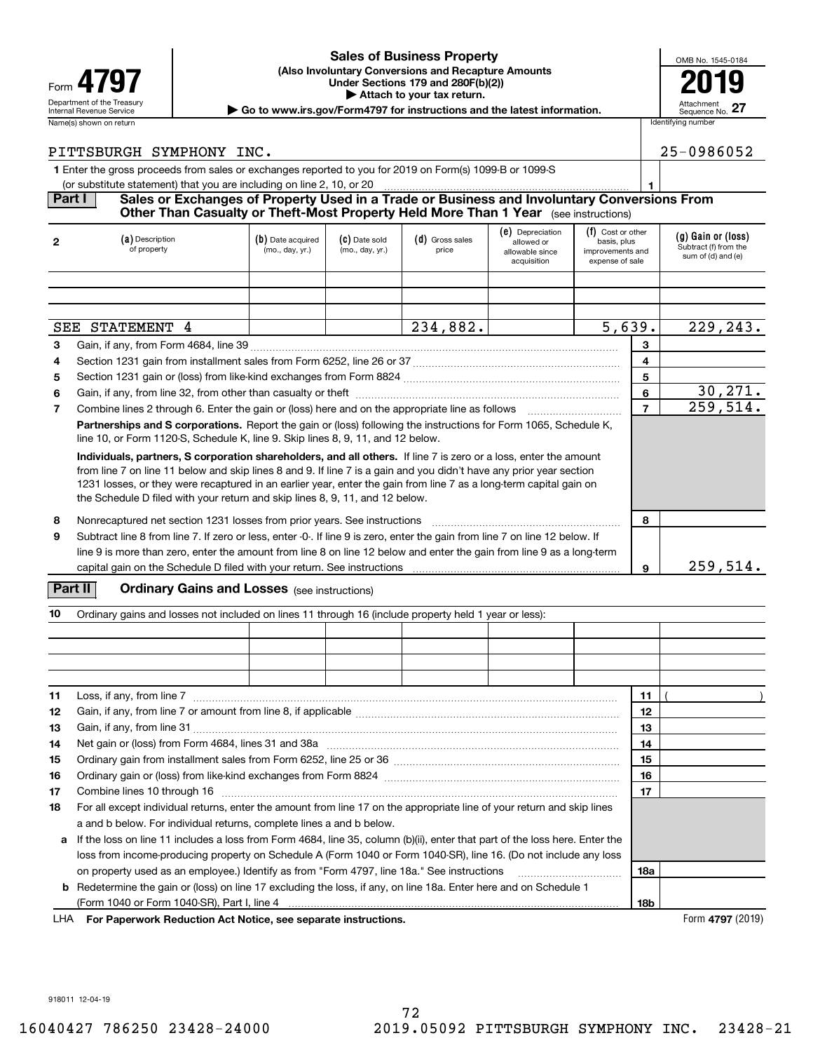Form **4797**

Department of the Treasury
Internal Revenue Service

# Sales of Business Property

**(Also Involuntary Conversions and Recapture Amounts Under Sections 179 and 280F(b)(2))**

**▶ Attach to your tax return.**

**▶ Go to www.irs.gov/Form4797 for instructions and the latest information.**

OMB No. 1545-0184

**2019**

Attachment Sequence No. **27**

| Name(s) shown on return | Identifying number |
|---|---|
| PITTSBURGH SYMPHONY INC. | 25-0986052 |

**1** Enter the gross proceeds from sales or exchanges reported to you for 2019 on Form(s) 1099-B or 1099-S (or substitute statement) that you are including on line 2, 10, or 20 ...... **1**

## Part I — Sales or Exchanges of Property Used in a Trade or Business and Involuntary Conversions From Other Than Casualty or Theft-Most Property Held More Than 1 Year (see instructions)

| 2 | (a) Description of property | (b) Date acquired (mo., day, yr.) | (c) Date sold (mo., day, yr.) | (d) Gross sales price | (e) Depreciation allowed or allowable since acquisition | (f) Cost or other basis, plus improvements and expense of sale | (g) Gain or (loss) Subtract (f) from the sum of (d) and (e) |
|---|---|---|---|---|---|---|---|
| | | | | | | | |
| | | | | | | | |
| | | | | | | | |
| | SEE STATEMENT 4 | | | 234,882. | | 5,639. | 229,243. |

| | | Line | Amount |
|---|---|---|---|
| **3** | Gain, if any, from Form 4684, line 39 | **3** | |
| **4** | Section 1231 gain from installment sales from Form 6252, line 26 or 37 | **4** | |
| **5** | Section 1231 gain or (loss) from like-kind exchanges from Form 8824 | **5** | |
| **6** | Gain, if any, from line 32, from other than casualty or theft | **6** | 30,271. |
| **7** | Combine lines 2 through 6. Enter the gain or (loss) here and on the appropriate line as follows | **7** | 259,514. |

**Partnerships and S corporations.** Report the gain or (loss) following the instructions for Form 1065, Schedule K, line 10, or Form 1120-S, Schedule K, line 9. Skip lines 8, 9, 11, and 12 below.

**Individuals, partners, S corporation shareholders, and all others.** If line 7 is zero or a loss, enter the amount from line 7 on line 11 below and skip lines 8 and 9. If line 7 is a gain and you didn't have any prior year section 1231 losses, or they were recaptured in an earlier year, enter the gain from line 7 as a long-term capital gain on the Schedule D filed with your return and skip lines 8, 9, 11, and 12 below.

| | | Line | Amount |
|---|---|---|---|
| **8** | Nonrecaptured net section 1231 losses from prior years. See instructions | **8** | |
| **9** | Subtract line 8 from line 7. If zero or less, enter -0-. If line 9 is zero, enter the gain from line 7 on line 12 below. If line 9 is more than zero, enter the amount from line 8 on line 12 below and enter the gain from line 9 as a long-term capital gain on the Schedule D filed with your return. See instructions | **9** | 259,514. |

## Part II — Ordinary Gains and Losses (see instructions)

**10** Ordinary gains and losses not included on lines 11 through 16 (include property held 1 year or less):

| | | | | | | |
|---|---|---|---|---|---|---|
| | | | | | | |
| | | | | | | |
| | | | | | | |
| | | | | | | |

| | | Line | Amount |
|---|---|---|---|
| **11** | Loss, if any, from line 7 | **11** | ( ) |
| **12** | Gain, if any, from line 7 or amount from line 8, if applicable | **12** | |
| **13** | Gain, if any, from line 31 | **13** | |
| **14** | Net gain or (loss) from Form 4684, lines 31 and 38a | **14** | |
| **15** | Ordinary gain from installment sales from Form 6252, line 25 or 36 | **15** | |
| **16** | Ordinary gain or (loss) from like-kind exchanges from Form 8824 | **16** | |
| **17** | Combine lines 10 through 16 | **17** | |
| **18** | For all except individual returns, enter the amount from line 17 on the appropriate line of your return and skip lines a and b below. For individual returns, complete lines a and b below. | | |
| **a** | If the loss on line 11 includes a loss from Form 4684, line 35, column (b)(ii), enter that part of the loss here. Enter the loss from income-producing property on Schedule A (Form 1040 or Form 1040-SR), line 16. (Do not include any loss on property used as an employee.) Identify as "Form 4797, line 18a." See instructions | **18a** | |
| **b** | Redetermine the gain or (loss) on line 17 excluding the loss, if any, on line 18a. Enter here and on Schedule 1 (Form 1040 or Form 1040-SR), Part I, line 4 | **18b** | |

LHA **For Paperwork Reduction Act Notice, see separate instructions.**

Form **4797** (2019)

918011 12-04-19

16040427 786250 23428-24000 2019.05092 PITTSBURGH SYMPHONY INC. 23428-21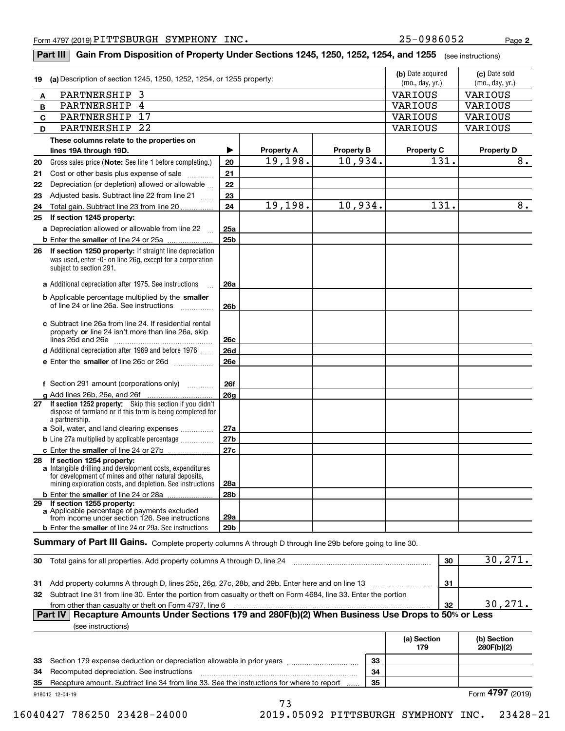Form 4797 (2019) PITTSBURGH SYMPHONY INC. 25-0986052

## Part III Gain From Disposition of Property Under Sections 1245, 1250, 1252, 1254, and 1255 (see instructions)

| 19 | (a) Description of section 1245, 1250, 1252, 1254, or 1255 property: | (b) Date acquired (mo., day, yr.) | (c) Date sold (mo., day, yr.) |
|---|---|---|---|
| A | PARTNERSHIP 3 | VARIOUS | VARIOUS |
| B | PARTNERSHIP 4 | VARIOUS | VARIOUS |
| C | PARTNERSHIP 17 | VARIOUS | VARIOUS |
| D | PARTNERSHIP 22 | VARIOUS | VARIOUS |

| These columns relate to the properties on lines 19A through 19D. | ▶ | Property A | Property B | Property C | Property D |
|---|---|---|---|---|---|
| 20 Gross sales price (**Note:** See line 1 before completing.) | 20 | 19,198. | 10,934. | 131. | 8. |
| 21 Cost or other basis plus expense of sale | 21 | | | | |
| 22 Depreciation (or depletion) allowed or allowable | 22 | | | | |
| 23 Adjusted basis. Subtract line 22 from line 21 | 23 | | | | |
| 24 Total gain. Subtract line 23 from line 20 | 24 | 19,198. | 10,934. | 131. | 8. |
| 25 **If section 1245 property:** | | | | | |
| a Depreciation allowed or allowable from line 22 | 25a | | | | |
| b Enter the **smaller** of line 24 or 25a | 25b | | | | |
| 26 **If section 1250 property:** If straight line depreciation was used, enter -0- on line 26g, except for a corporation subject to section 291. | | | | | |
| a Additional depreciation after 1975. See instructions | 26a | | | | |
| b Applicable percentage multiplied by the **smaller** of line 24 or line 26a. See instructions | 26b | | | | |
| c Subtract line 26a from line 24. If residential rental property **or** line 24 isn't more than line 26a, skip lines 26d and 26e | 26c | | | | |
| d Additional depreciation after 1969 and before 1976 | 26d | | | | |
| e Enter the **smaller** of line 26c or 26d | 26e | | | | |
| f Section 291 amount (corporations only) | 26f | | | | |
| g Add lines 26b, 26e, and 26f | 26g | | | | |
| 27 **If section 1252 property:** Skip this section if you didn't dispose of farmland or if this form is being completed for a partnership. | | | | | |
| a Soil, water, and land clearing expenses | 27a | | | | |
| b Line 27a multiplied by applicable percentage | 27b | | | | |
| c Enter the **smaller** of line 24 or 27b | 27c | | | | |
| 28 **If section 1254 property:** a Intangible drilling and development costs, expenditures for development of mines and other natural deposits, mining exploration costs, and depletion. See instructions | 28a | | | | |
| b Enter the **smaller** of line 24 or 28a | 28b | | | | |
| 29 **If section 1255 property:** a Applicable percentage of payments excluded from income under section 126. See instructions | 29a | | | | |
| b Enter the **smaller** of line 24 or 29a. See instructions | 29b | | | | |

**Summary of Part III Gains.** Complete property columns A through D through line 29b before going to line 30.

| | | | |
|---|---|---|---|
| 30 | Total gains for all properties. Add property columns A through D, line 24 | 30 | 30,271. |
| 31 | Add property columns A through D, lines 25b, 26g, 27c, 28b, and 29b. Enter here and on line 13 | 31 | |
| 32 | Subtract line 31 from line 30. Enter the portion from casualty or theft on Form 4684, line 33. Enter the portion from other than casualty or theft on Form 4797, line 6 | 32 | 30,271. |

## Part IV Recapture Amounts Under Sections 179 and 280F(b)(2) When Business Use Drops to 50% or Less

(see instructions)

| | | | (a) Section 179 | (b) Section 280F(b)(2) |
|---|---|---|---|---|
| 33 | Section 179 expense deduction or depreciation allowable in prior years | 33 | | |
| 34 | Recomputed depreciation. See instructions | 34 | | |
| 35 | Recapture amount. Subtract line 34 from line 33. See the instructions for where to report | 35 | | |

918012 12-04-19 Form **4797** (2019)

16040427 786250 23428-24000 2019.05092 PITTSBURGH SYMPHONY INC. 23428-21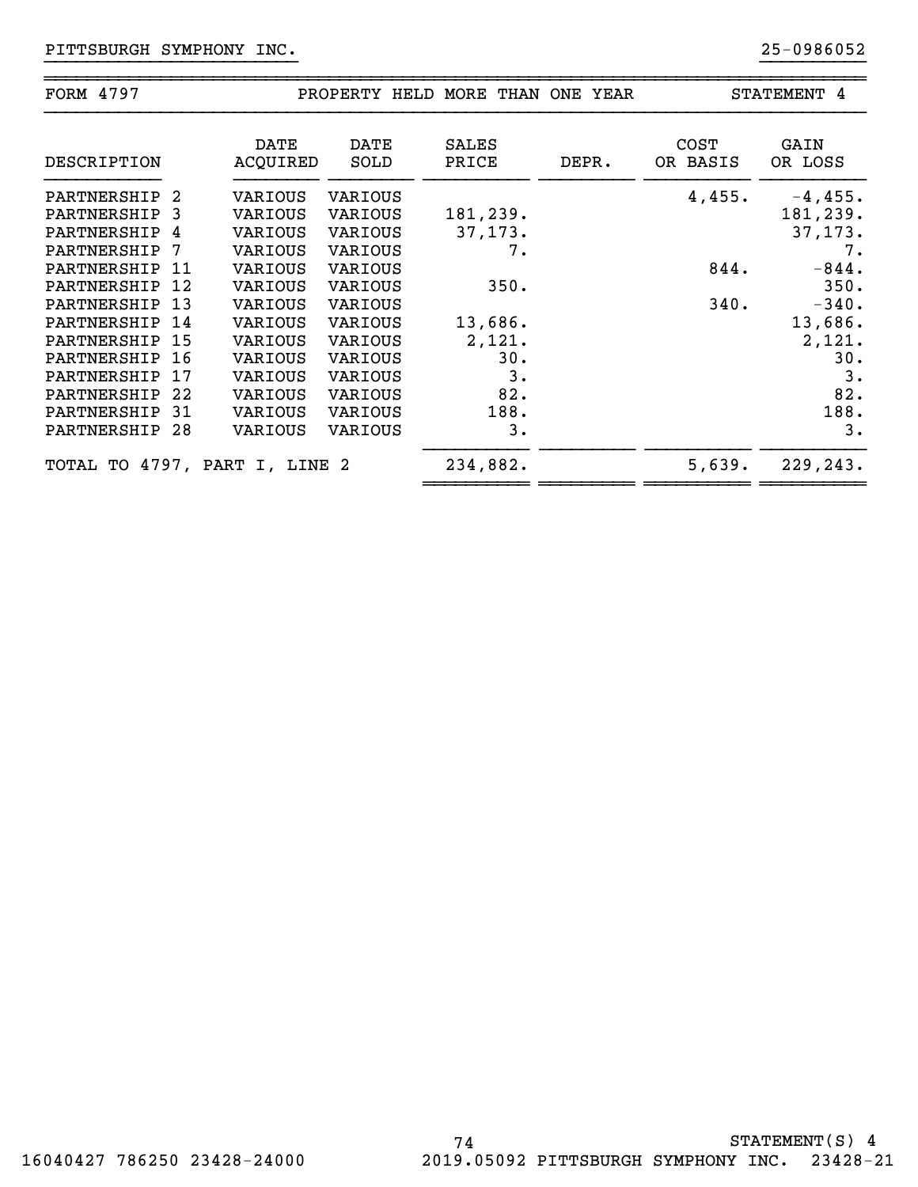PITTSBURGH SYMPHONY INC. 25-0986052

FORM 4797 PROPERTY HELD MORE THAN ONE YEAR STATEMENT 4

| DESCRIPTION | DATE ACQUIRED | DATE SOLD | SALES PRICE | DEPR. | COST OR BASIS | GAIN OR LOSS |
|---|---|---|---|---|---|---|
| PARTNERSHIP 2 | VARIOUS | VARIOUS | | | 4,455. | -4,455. |
| PARTNERSHIP 3 | VARIOUS | VARIOUS | 181,239. | | | 181,239. |
| PARTNERSHIP 4 | VARIOUS | VARIOUS | 37,173. | | | 37,173. |
| PARTNERSHIP 7 | VARIOUS | VARIOUS | 7. | | | 7. |
| PARTNERSHIP 11 | VARIOUS | VARIOUS | | | 844. | -844. |
| PARTNERSHIP 12 | VARIOUS | VARIOUS | 350. | | | 350. |
| PARTNERSHIP 13 | VARIOUS | VARIOUS | | | 340. | -340. |
| PARTNERSHIP 14 | VARIOUS | VARIOUS | 13,686. | | | 13,686. |
| PARTNERSHIP 15 | VARIOUS | VARIOUS | 2,121. | | | 2,121. |
| PARTNERSHIP 16 | VARIOUS | VARIOUS | 30. | | | 30. |
| PARTNERSHIP 17 | VARIOUS | VARIOUS | 3. | | | 3. |
| PARTNERSHIP 22 | VARIOUS | VARIOUS | 82. | | | 82. |
| PARTNERSHIP 31 | VARIOUS | VARIOUS | 188. | | | 188. |
| PARTNERSHIP 28 | VARIOUS | VARIOUS | 3. | | | 3. |
| TOTAL TO 4797, PART I, LINE 2 | | | 234,882. | | 5,639. | 229,243. |

STATEMENT(S) 4

16040427 786250 23428-24000 2019.05092 PITTSBURGH SYMPHONY INC. 23428-21